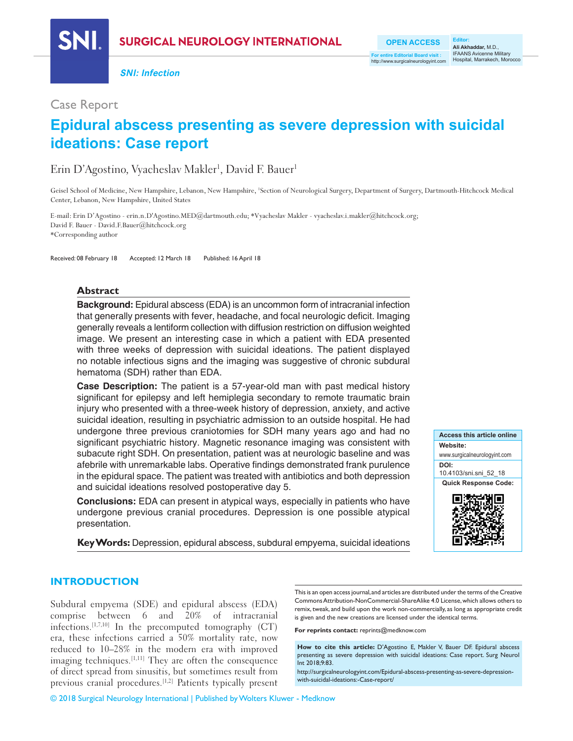SNI: Infection

Case Report

# Epidural abscess presenting as severe depression with suicidal ideations: Case report

Erin D'Agostino, Vyacheslav Makler[1], David F. Bauer[1]

Geisel School of Medicine, New Hampshire, Lebanon, New Hampshire, [1]Section of Neurological Surgery, Department of Surgery, Dartmouth-Hitchcock Medical Center, Lebanon, New Hampshire, United States

E-mail: Erin D'Agostino - erin.n.D'Agostino.MED@dartmouth.edu; *Vyacheslav Makler - vyacheslav.i.makler@hitchcock.org; David F. Bauer - David.F.Bauer@hitchcock.org
*Corresponding author

Received: 08 February 18 Accepted: 12 March 18 Published: 16 April 18

## Abstract

**Background:** Epidural abscess (EDA) is an uncommon form of intracranial infection that generally presents with fever, headache, and focal neurologic deficit. Imaging generally reveals a lentiform collection with diffusion restriction on diffusion weighted image. We present an interesting case in which a patient with EDA presented with three weeks of depression with suicidal ideations. The patient displayed no notable infectious signs and the imaging was suggestive of chronic subdural hematoma (SDH) rather than EDA.

**Case Description:** The patient is a 57-year-old man with past medical history significant for epilepsy and left hemiplegia secondary to remote traumatic brain injury who presented with a three-week history of depression, anxiety, and active suicidal ideation, resulting in psychiatric admission to an outside hospital. He had undergone three previous craniotomies for SDH many years ago and had no significant psychiatric history. Magnetic resonance imaging was consistent with subacute right SDH. On presentation, patient was at neurologic baseline and was afebrile with unremarkable labs. Operative findings demonstrated frank purulence in the epidural space. The patient was treated with antibiotics and both depression and suicidal ideations resolved postoperative day 5.

**Conclusions:** EDA can present in atypical ways, especially in patients who have undergone previous cranial procedures. Depression is one possible atypical presentation.

**Key Words:** Depression, epidural abscess, subdural empyema, suicidal ideations

Access this article online
Website: www.surgicalneurologyint.com
DOI: 10.4103/sni.sni_52_18

## INTRODUCTION

Subdural empyema (SDE) and epidural abscess (EDA) comprise between 6 and 20% of intracranial infections.[1,7,10] In the precomputed tomography (CT) era, these infections carried a 50% mortality rate, now reduced to 10–28% in the modern era with improved imaging techniques.[1,11] They are often the consequence of direct spread from sinusitis, but sometimes result from previous cranial procedures.[1,2] Patients typically present

This is an open access journal, and articles are distributed under the terms of the Creative Commons Attribution-NonCommercial-ShareAlike 4.0 License, which allows others to remix, tweak, and build upon the work non-commercially, as long as appropriate credit is given and the new creations are licensed under the identical terms.

**For reprints contact:** reprints@medknow.com

**How to cite this article:** D'Agostino E, Makler V, Bauer DF. Epidural abscess presenting as severe depression with suicidal ideations: Case report. Surg Neurol Int 2018;9:83.
http://surgicalneurologyint.com/Epidural-abscess-presenting-as-severe-depression-with-suicidal-ideations:-Case-report/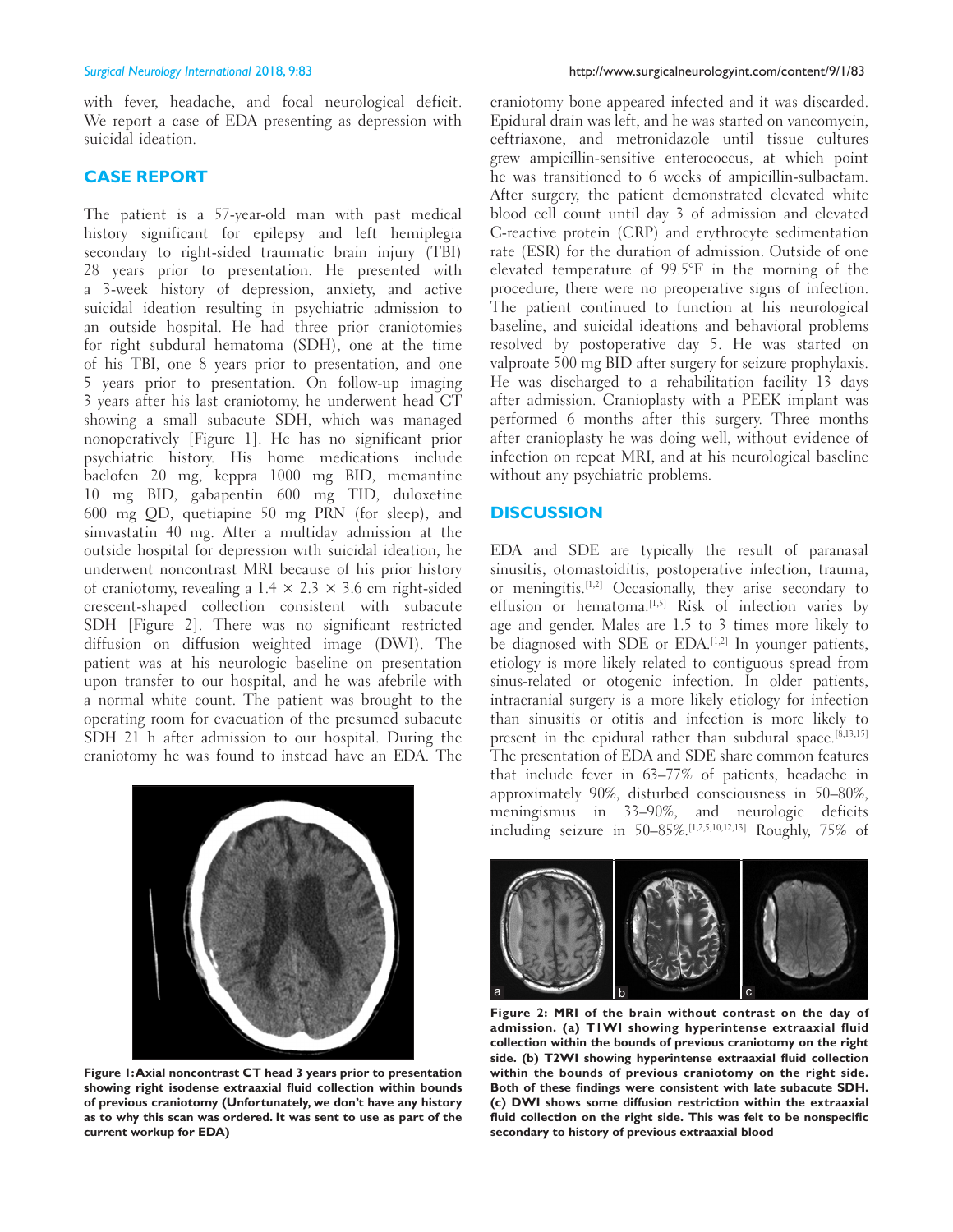with fever, headache, and focal neurological deficit. We report a case of EDA presenting as depression with suicidal ideation.

## CASE REPORT

The patient is a 57-year-old man with past medical history significant for epilepsy and left hemiplegia secondary to right-sided traumatic brain injury (TBI) 28 years prior to presentation. He presented with a 3-week history of depression, anxiety, and active suicidal ideation resulting in psychiatric admission to an outside hospital. He had three prior craniotomies for right subdural hematoma (SDH), one at the time of his TBI, one 8 years prior to presentation, and one 5 years prior to presentation. On follow-up imaging 3 years after his last craniotomy, he underwent head CT showing a small subacute SDH, which was managed nonoperatively [Figure 1]. He has no significant prior psychiatric history. His home medications include baclofen 20 mg, keppra 1000 mg BID, memantine 10 mg BID, gabapentin 600 mg TID, duloxetine 600 mg QD, quetiapine 50 mg PRN (for sleep), and simvastatin 40 mg. After a multiday admission at the outside hospital for depression with suicidal ideation, he underwent noncontrast MRI because of his prior history of craniotomy, revealing a $1.4 \times 2.3 \times 3.6$ cm right-sided crescent-shaped collection consistent with subacute SDH [Figure 2]. There was no significant restricted diffusion on diffusion weighted image (DWI). The patient was at his neurologic baseline on presentation upon transfer to our hospital, and he was afebrile with a normal white count. The patient was brought to the operating room for evacuation of the presumed subacute SDH 21 h after admission to our hospital. During the craniotomy he was found to instead have an EDA. The craniotomy bone appeared infected and it was discarded. Epidural drain was left, and he was started on vancomycin, ceftriaxone, and metronidazole until tissue cultures grew ampicillin-sensitive enterococcus, at which point he was transitioned to 6 weeks of ampicillin-sulbactam. After surgery, the patient demonstrated elevated white blood cell count until day 3 of admission and elevated C-reactive protein (CRP) and erythrocyte sedimentation rate (ESR) for the duration of admission. Outside of one elevated temperature of 99.5°F in the morning of the procedure, there were no preoperative signs of infection. The patient continued to function at his neurological baseline, and suicidal ideations and behavioral problems resolved by postoperative day 5. He was started on valproate 500 mg BID after surgery for seizure prophylaxis. He was discharged to a rehabilitation facility 13 days after admission. Cranioplasty with a PEEK implant was performed 6 months after this surgery. Three months after cranioplasty he was doing well, without evidence of infection on repeat MRI, and at his neurological baseline without any psychiatric problems.

**Figure 1: Axial noncontrast CT head 3 years prior to presentation showing right isodense extraaxial fluid collection within bounds of previous craniotomy (Unfortunately, we don't have any history as to why this scan was ordered. It was sent to use as part of the current workup for EDA)**

## DISCUSSION

EDA and SDE are typically the result of paranasal sinusitis, otomastoiditis, postoperative infection, trauma, or meningitis.[1,2] Occasionally, they arise secondary to effusion or hematoma.[1,5] Risk of infection varies by age and gender. Males are 1.5 to 3 times more likely to be diagnosed with SDE or EDA.[1,2] In younger patients, etiology is more likely related to contiguous spread from sinus-related or otogenic infection. In older patients, intracranial surgery is a more likely etiology for infection than sinusitis or otitis and infection is more likely to present in the epidural rather than subdural space.[8,13,15] The presentation of EDA and SDE share common features that include fever in 63–77% of patients, headache in approximately 90%, disturbed consciousness in 50–80%, meningismus in 33–90%, and neurologic deficits including seizure in 50–85%.[1,2,5,10,12,13] Roughly, 75% of

**Figure 2: MRI of the brain without contrast on the day of admission. (a) T1WI showing hyperintense extraaxial fluid collection within the bounds of previous craniotomy on the right side. (b) T2WI showing hyperintense extraaxial fluid collection within the bounds of previous craniotomy on the right side. Both of these findings were consistent with late subacute SDH. (c) DWI shows some diffusion restriction within the extraaxial fluid collection on the right side. This was felt to be nonspecific secondary to history of previous extraaxial blood**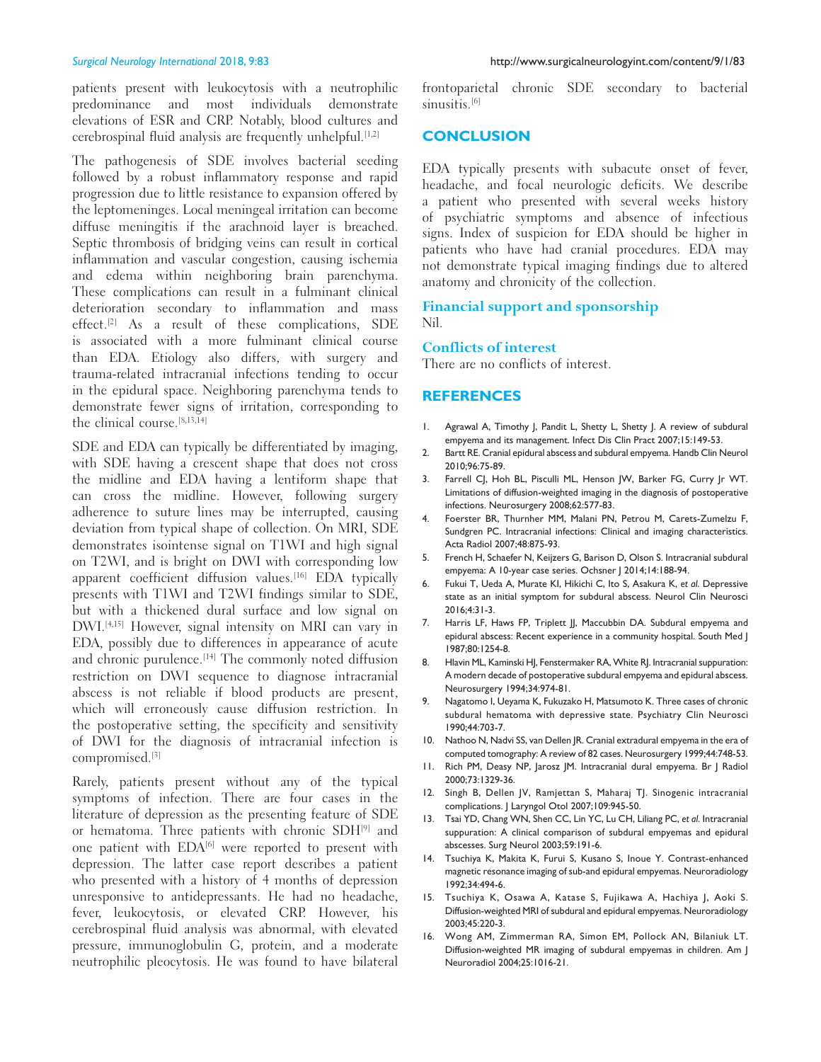patients present with leukocytosis with a neutrophilic predominance and most individuals demonstrate elevations of ESR and CRP. Notably, blood cultures and cerebrospinal fluid analysis are frequently unhelpful.[1,2]

The pathogenesis of SDE involves bacterial seeding followed by a robust inflammatory response and rapid progression due to little resistance to expansion offered by the leptomeninges. Local meningeal irritation can become diffuse meningitis if the arachnoid layer is breached. Septic thrombosis of bridging veins can result in cortical inflammation and vascular congestion, causing ischemia and edema within neighboring brain parenchyma. These complications can result in a fulminant clinical deterioration secondary to inflammation and mass effect.[2] As a result of these complications, SDE is associated with a more fulminant clinical course than EDA. Etiology also differs, with surgery and trauma-related intracranial infections tending to occur in the epidural space. Neighboring parenchyma tends to demonstrate fewer signs of irritation, corresponding to the clinical course.[8,13,14]

SDE and EDA can typically be differentiated by imaging, with SDE having a crescent shape that does not cross the midline and EDA having a lentiform shape that can cross the midline. However, following surgery adherence to suture lines may be interrupted, causing deviation from typical shape of collection. On MRI, SDE demonstrates isointense signal on T1WI and high signal on T2WI, and is bright on DWI with corresponding low apparent coefficient diffusion values.[16] EDA typically presents with T1WI and T2WI findings similar to SDE, but with a thickened dural surface and low signal on DWI.[4,15] However, signal intensity on MRI can vary in EDA, possibly due to differences in appearance of acute and chronic purulence.[14] The commonly noted diffusion restriction on DWI sequence to diagnose intracranial abscess is not reliable if blood products are present, which will erroneously cause diffusion restriction. In the postoperative setting, the specificity and sensitivity of DWI for the diagnosis of intracranial infection is compromised.[3]

Rarely, patients present without any of the typical symptoms of infection. There are four cases in the literature of depression as the presenting feature of SDE or hematoma. Three patients with chronic SDH[9] and one patient with EDA[6] were reported to present with depression. The latter case report describes a patient who presented with a history of 4 months of depression unresponsive to antidepressants. He had no headache, fever, leukocytosis, or elevated CRP. However, his cerebrospinal fluid analysis was abnormal, with elevated pressure, immunoglobulin G, protein, and a moderate neutrophilic pleocytosis. He was found to have bilateral frontoparietal chronic SDE secondary to bacterial sinusitis.[6]

## CONCLUSION

EDA typically presents with subacute onset of fever, headache, and focal neurologic deficits. We describe a patient who presented with several weeks history of psychiatric symptoms and absence of infectious signs. Index of suspicion for EDA should be higher in patients who have had cranial procedures. EDA may not demonstrate typical imaging findings due to altered anatomy and chronicity of the collection.

### Financial support and sponsorship

Nil.

### Conflicts of interest

There are no conflicts of interest.

## REFERENCES

1. Agrawal A, Timothy J, Pandit L, Shetty L, Shetty J. A review of subdural empyema and its management. Infect Dis Clin Pract 2007;15:149-53.
2. Bartt RE. Cranial epidural abscess and subdural empyema. Handb Clin Neurol 2010;96:75-89.
3. Farrell CJ, Hoh BL, Pisculli ML, Henson JW, Barker FG, Curry Jr WT. Limitations of diffusion-weighted imaging in the diagnosis of postoperative infections. Neurosurgery 2008;62:577-83.
4. Foerster BR, Thurnher MM, Malani PN, Petrou M, Carets-Zumelzu F, Sundgren PC. Intracranial infections: Clinical and imaging characteristics. Acta Radiol 2007;48:875-93.
5. French H, Schaefer N, Keijzers G, Barison D, Olson S. Intracranial subdural empyema: A 10-year case series. Ochsner J 2014;14:188-94.
6. Fukui T, Ueda A, Murate KI, Hikichi C, Ito S, Asakura K, *et al.* Depressive state as an initial symptom for subdural abscess. Neurol Clin Neurosci 2016;4:31-3.
7. Harris LF, Haws FP, Triplett JJ, Maccubbin DA. Subdural empyema and epidural abscess: Recent experience in a community hospital. South Med J 1987;80:1254-8.
8. Hlavin ML, Kaminski HJ, Fenstermaker RA, White RJ. Intracranial suppuration: A modern decade of postoperative subdural empyema and epidural abscess. Neurosurgery 1994;34:974-81.
9. Nagatomo I, Ueyama K, Fukuzako H, Matsumoto K. Three cases of chronic subdural hematoma with depressive state. Psychiatry Clin Neurosci 1990;44:703-7.
10. Nathoo N, Nadvi SS, van Dellen JR. Cranial extradural empyema in the era of computed tomography: A review of 82 cases. Neurosurgery 1999;44:748-53.
11. Rich PM, Deasy NP, Jarosz JM. Intracranial dural empyema. Br J Radiol 2000;73:1329-36.
12. Singh B, Dellen JV, Ramjettan S, Maharaj TJ. Sinogenic intracranial complications. J Laryngol Otol 2007;109:945-50.
13. Tsai YD, Chang WN, Shen CC, Lin YC, Lu CH, Liliang PC, *et al.* Intracranial suppuration: A clinical comparison of subdural empyemas and epidural abscesses. Surg Neurol 2003;59:191-6.
14. Tsuchiya K, Makita K, Furui S, Kusano S, Inoue Y. Contrast-enhanced magnetic resonance imaging of sub-and epidural empyemas. Neuroradiology 1992;34:494-6.
15. Tsuchiya K, Osawa A, Katase S, Fujikawa A, Hachiya J, Aoki S. Diffusion-weighted MRI of subdural and epidural empyemas. Neuroradiology 2003;45:220-3.
16. Wong AM, Zimmerman RA, Simon EM, Pollock AN, Bilaniuk LT. Diffusion-weighted MR imaging of subdural empyemas in children. Am J Neuroradiol 2004;25:1016-21.